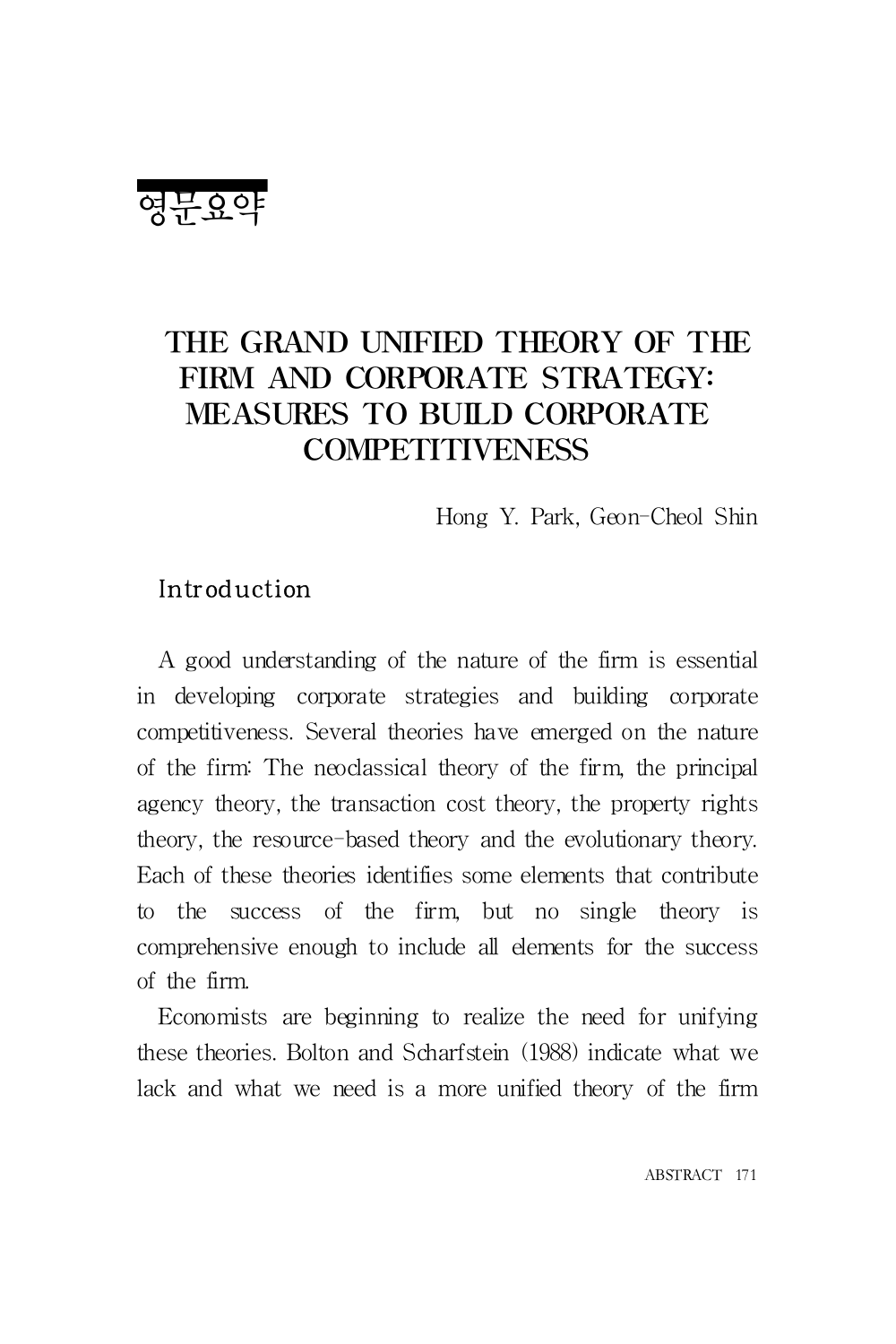# 영문요약

## THE GRAND UNIFIED THEORY OF THE FIRM AND CORPORATE STRATEGY: MEASURES TO BUILD CORPORATE COMPETITIVENESS

Hong Y. Park, Geon-Cheol Shin

### Introduction

A good understanding of the nature of the firm is essential in developing corporate strategies and building corporate competitiveness. Several theories have emerged on the nature of the firm: The neoclassical theory of the firm, the principal agency theory, the transaction cost theory, the property rights theory, the resource-based theory and the evolutionary theory. Each of these theories identifies some elements that contribute to the success of the firm, but no single theory is comprehensive enough to include all elements for the success of the firm.

Economists are beginning to realize the need for unifying these theories. Bolton and Scharfstein (1988) indicate what we lack and what we need is a more unified theory of the firm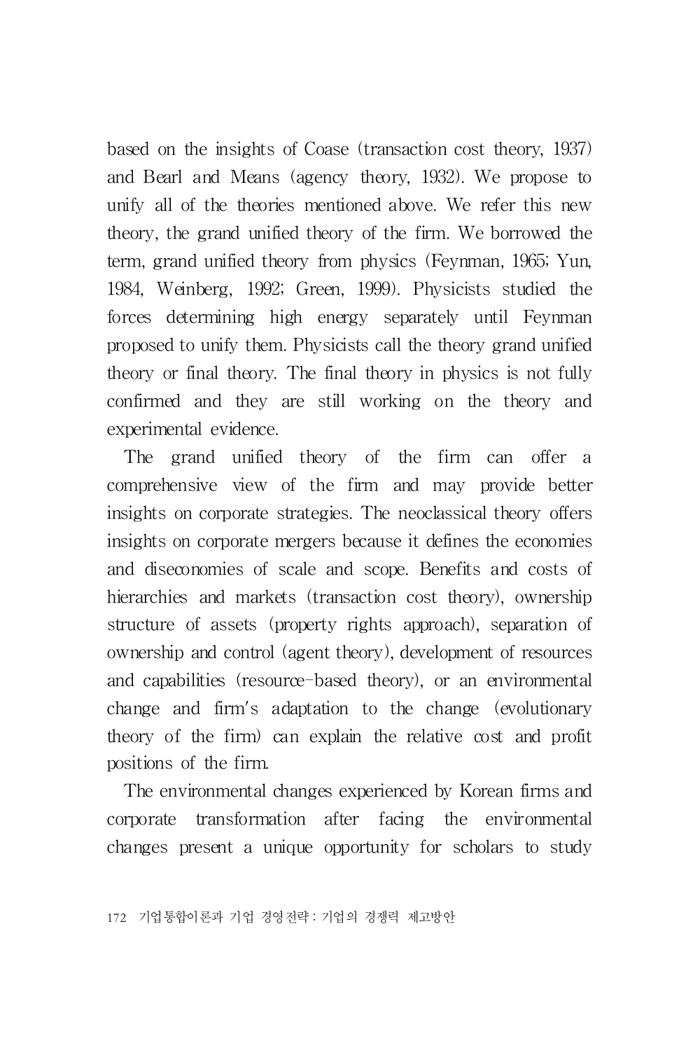based on the insights of Coase (transaction cost theory, 1937) and Bearl and Means (agency theory, 1932). We propose to unify all of the theories mentioned above. We refer this new theory, the grand unified theory of the firm. We borrowed the term, grand unified theory from physics (Feynman, 1965; Yun, 1984, Weinberg, 1992; Green, 1999). Physicists studied the forces determining high energy separately until Feynman proposed to unify them. Physicists call the theory grand unified theory or final theory. The final theory in physics is not fully confirmed and they are still working on the theory and experimental evidence.

The grand unified theory of the firm can offer a comprehensive view of the firm and may provide better insights on corporate strategies. The neoclassical theory offers insights on corporate mergers because it defines the economies and diseconomies of scale and scope. Benefits and costs of hierarchies and markets (transaction cost theory), ownership structure of assets (property rights approach), separation of ownership and control (agent theory), development of resources and capabilities (resource-based theory), or an environmental change and firm's adaptation to the change (evolutionary theory of the firm) can explain the relative cost and profit positions of the firm.

The environmental changes experienced by Korean firms and corporate transformation after facing the environmental changes present a unique opportunity for scholars to study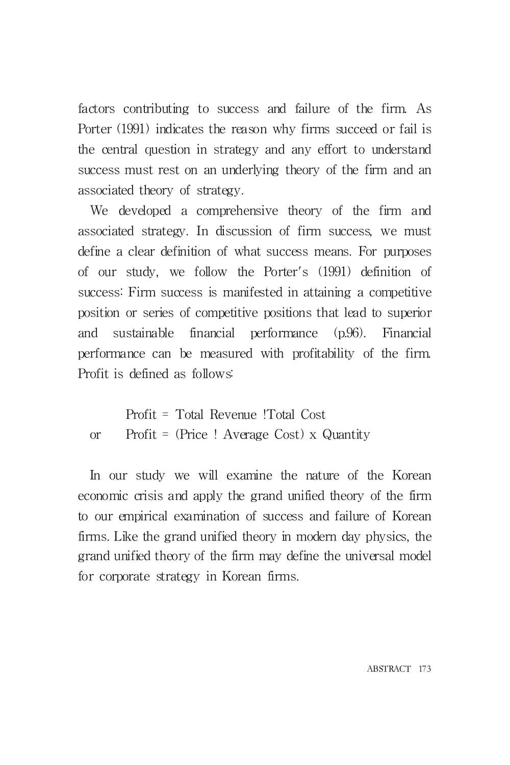factors contributing to success and failure of the firm. As Porter (1991) indicates the reason why firms succeed or fail is the central question in strategy and any effort to understand success must rest on an underlying theory of the firm and an associated theory of strategy.

We developed a comprehensive theory of the firm and associated strategy. In discussion of firm success, we must define a clear definition of what success means. For purposes of our study, we follow the Porter's (1991) definition of success: Firm success is manifested in attaining a competitive position or series of competitive positions that lead to superior and sustainable financial performance (p.96). Financial performance can be measured with profitability of the firm. Profit is defined as follows:

$$\text{Profit} = \text{Total Revenue} - \text{Total Cost}$$

or

$$\text{Profit} = (\text{Price} - \text{Average Cost}) \times \text{Quantity}$$

In our study we will examine the nature of the Korean economic crisis and apply the grand unified theory of the firm to our empirical examination of success and failure of Korean firms. Like the grand unified theory in modern day physics, the grand unified theory of the firm may define the universal model for corporate strategy in Korean firms.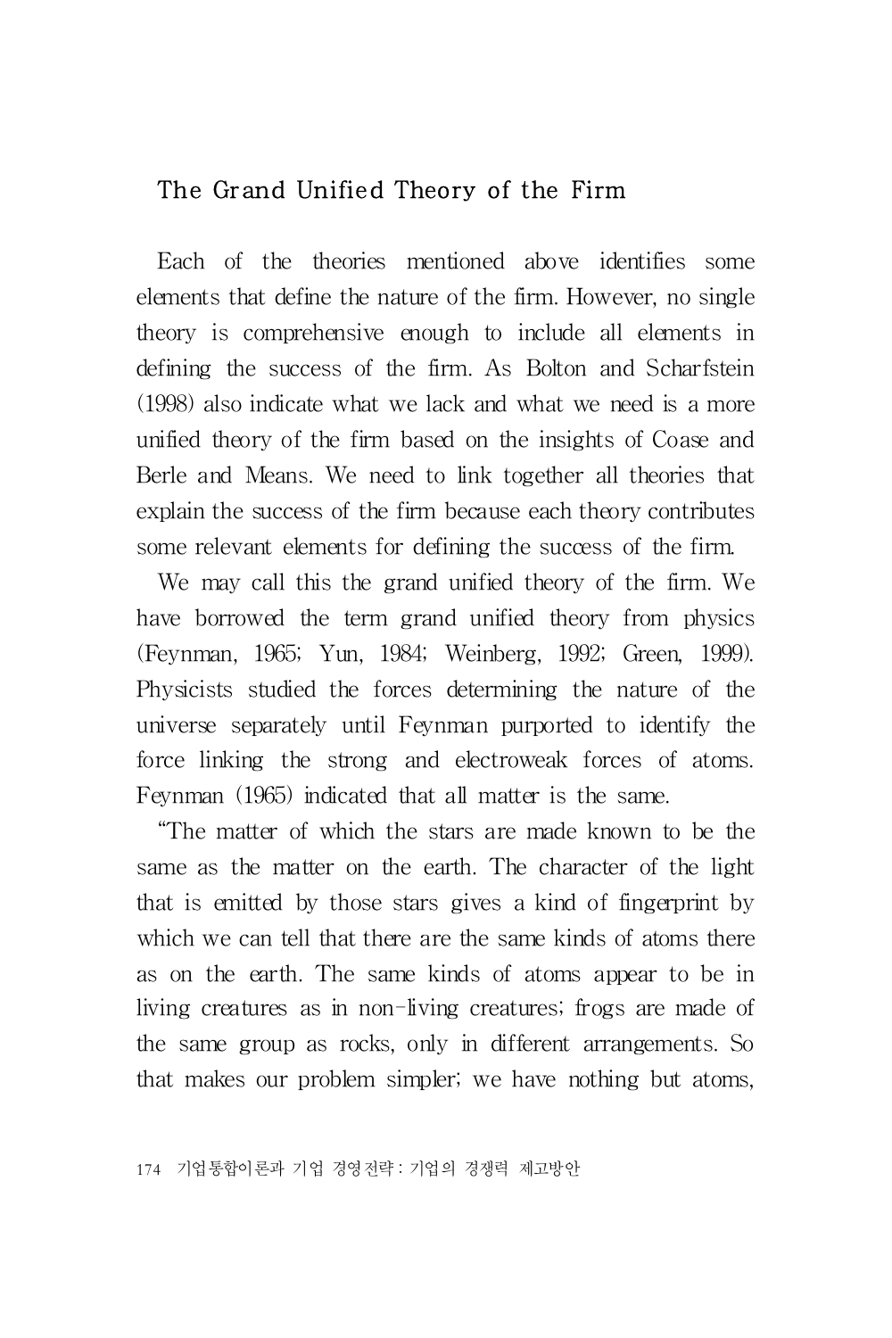## The Grand Unified Theory of the Firm

Each of the theories mentioned above identifies some elements that define the nature of the firm. However, no single theory is comprehensive enough to include all elements in defining the success of the firm. As Bolton and Scharfstein (1998) also indicate what we lack and what we need is a more unified theory of the firm based on the insights of Coase and Berle and Means. We need to link together all theories that explain the success of the firm because each theory contributes some relevant elements for defining the success of the firm.

We may call this the grand unified theory of the firm. We have borrowed the term grand unified theory from physics (Feynman, 1965; Yun, 1984; Weinberg, 1992; Green, 1999). Physicists studied the forces determining the nature of the universe separately until Feynman purported to identify the force linking the strong and electroweak forces of atoms. Feynman (1965) indicated that all matter is the same.

"The matter of which the stars are made known to be the same as the matter on the earth. The character of the light that is emitted by those stars gives a kind of fingerprint by which we can tell that there are the same kinds of atoms there as on the earth. The same kinds of atoms appear to be in living creatures as in non-living creatures; frogs are made of the same group as rocks, only in different arrangements. So that makes our problem simpler; we have nothing but atoms,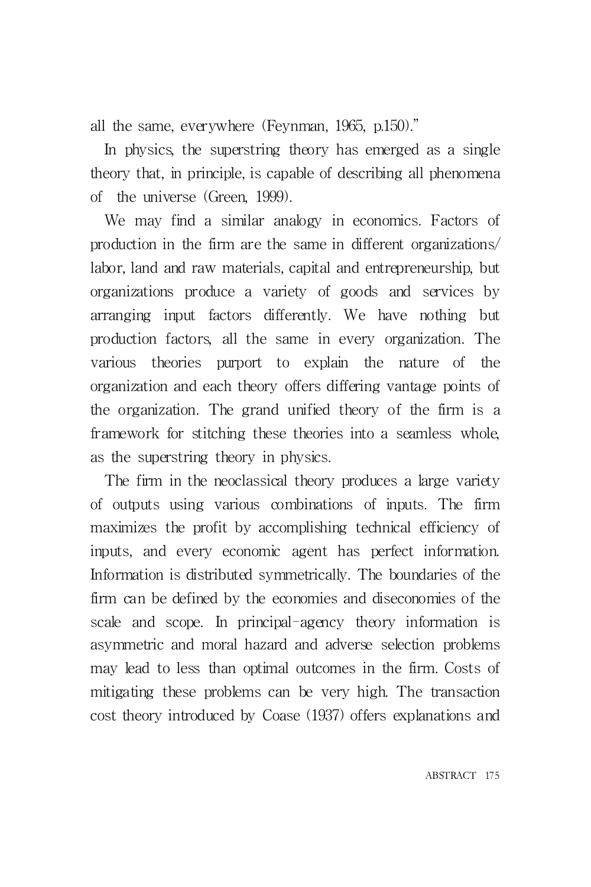all the same, everywhere (Feynman, 1965, p.150)."

In physics, the superstring theory has emerged as a single theory that, in principle, is capable of describing all phenomena of the universe (Green, 1999).

We may find a similar analogy in economics. Factors of production in the firm are the same in different organizations/ labor, land and raw materials, capital and entrepreneurship, but organizations produce a variety of goods and services by arranging input factors differently. We have nothing but production factors, all the same in every organization. The various theories purport to explain the nature of the organization and each theory offers differing vantage points of the organization. The grand unified theory of the firm is a framework for stitching these theories into a seamless whole, as the superstring theory in physics.

The firm in the neoclassical theory produces a large variety of outputs using various combinations of inputs. The firm maximizes the profit by accomplishing technical efficiency of inputs, and every economic agent has perfect information. Information is distributed symmetrically. The boundaries of the firm can be defined by the economies and diseconomies of the scale and scope. In principal-agency theory information is asymmetric and moral hazard and adverse selection problems may lead to less than optimal outcomes in the firm. Costs of mitigating these problems can be very high. The transaction cost theory introduced by Coase (1937) offers explanations and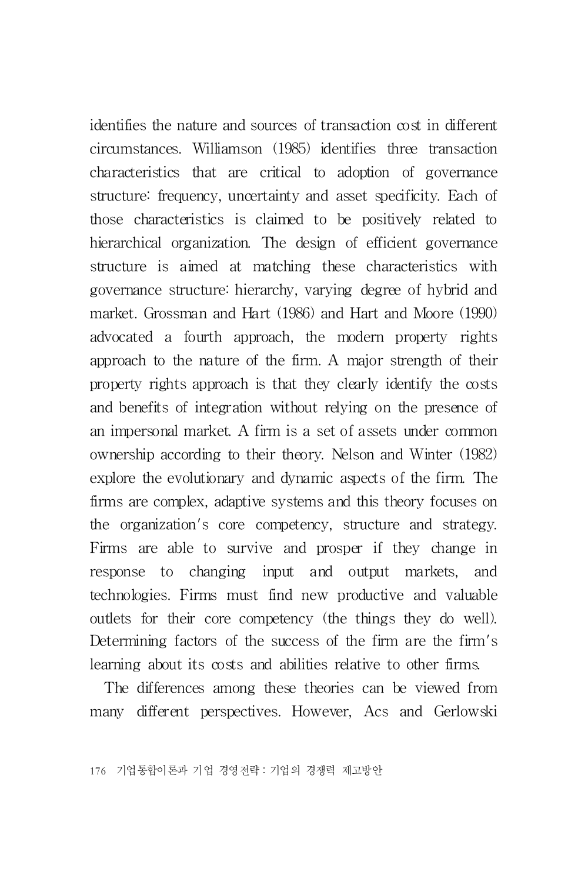identifies the nature and sources of transaction cost in different circumstances. Williamson (1985) identifies three transaction characteristics that are critical to adoption of governance structure: frequency, uncertainty and asset specificity. Each of those characteristics is claimed to be positively related to hierarchical organization. The design of efficient governance structure is aimed at matching these characteristics with governance structure: hierarchy, varying degree of hybrid and market. Grossman and Hart (1986) and Hart and Moore (1990) advocated a fourth approach, the modern property rights approach to the nature of the firm. A major strength of their property rights approach is that they clearly identify the costs and benefits of integration without relying on the presence of an impersonal market. A firm is a set of assets under common ownership according to their theory. Nelson and Winter (1982) explore the evolutionary and dynamic aspects of the firm. The firms are complex, adaptive systems and this theory focuses on the organization's core competency, structure and strategy. Firms are able to survive and prosper if they change in response to changing input and output markets, and technologies. Firms must find new productive and valuable outlets for their core competency (the things they do well). Determining factors of the success of the firm are the firm's learning about its costs and abilities relative to other firms.

The differences among these theories can be viewed from many different perspectives. However, Acs and Gerlowski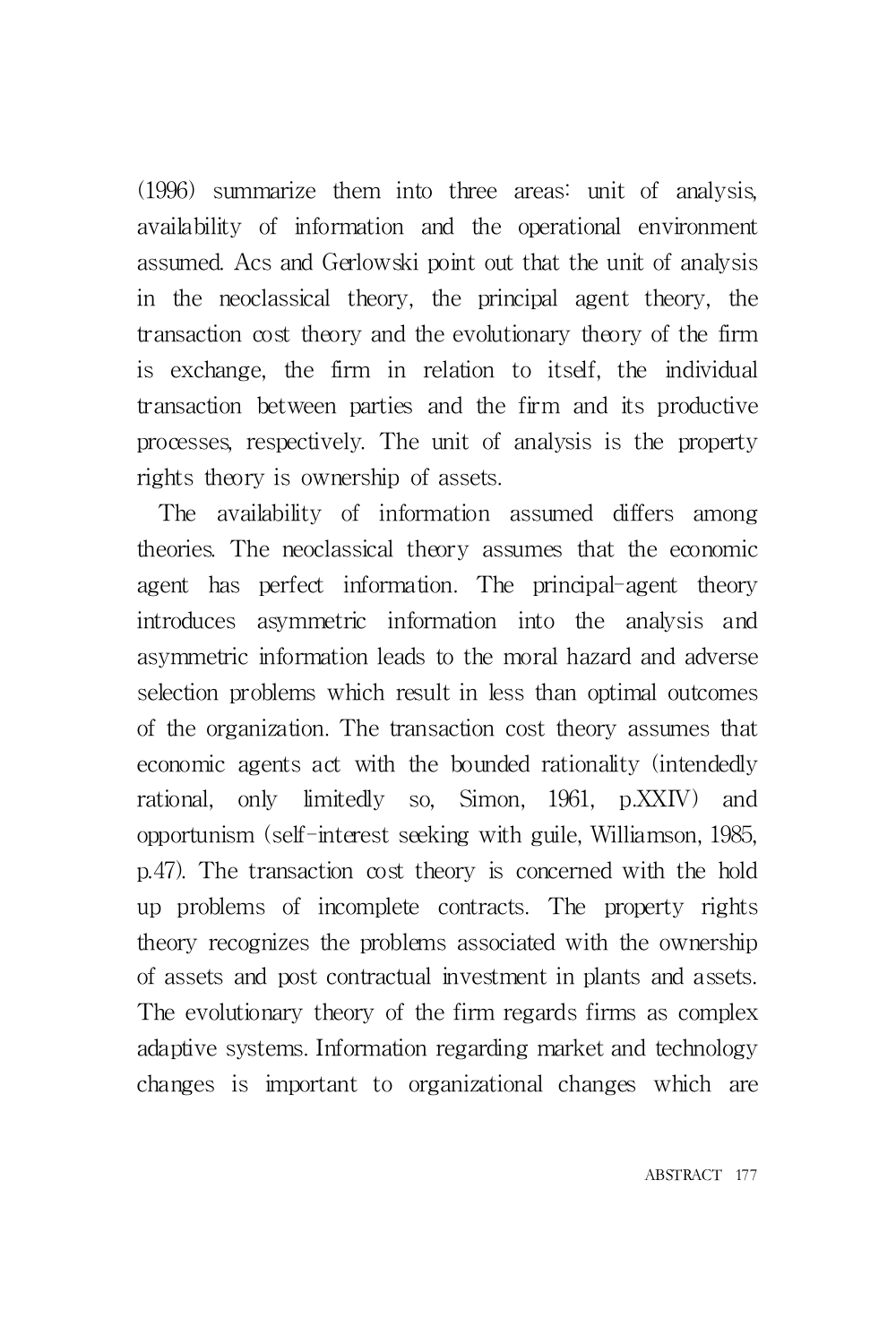(1996) summarize them into three areas: unit of analysis, availability of information and the operational environment assumed. Acs and Gerlowski point out that the unit of analysis in the neoclassical theory, the principal agent theory, the transaction cost theory and the evolutionary theory of the firm is exchange, the firm in relation to itself, the individual transaction between parties and the firm and its productive processes, respectively. The unit of analysis is the property rights theory is ownership of assets.

The availability of information assumed differs among theories. The neoclassical theory assumes that the economic agent has perfect information. The principal-agent theory introduces asymmetric information into the analysis and asymmetric information leads to the moral hazard and adverse selection problems which result in less than optimal outcomes of the organization. The transaction cost theory assumes that economic agents act with the bounded rationality (intendedly rational, only limitedly so, Simon, 1961, p.XXIV) and opportunism (self-interest seeking with guile, Williamson, 1985, p.47). The transaction cost theory is concerned with the hold up problems of incomplete contracts. The property rights theory recognizes the problems associated with the ownership of assets and post contractual investment in plants and assets. The evolutionary theory of the firm regards firms as complex adaptive systems. Information regarding market and technology changes is important to organizational changes which are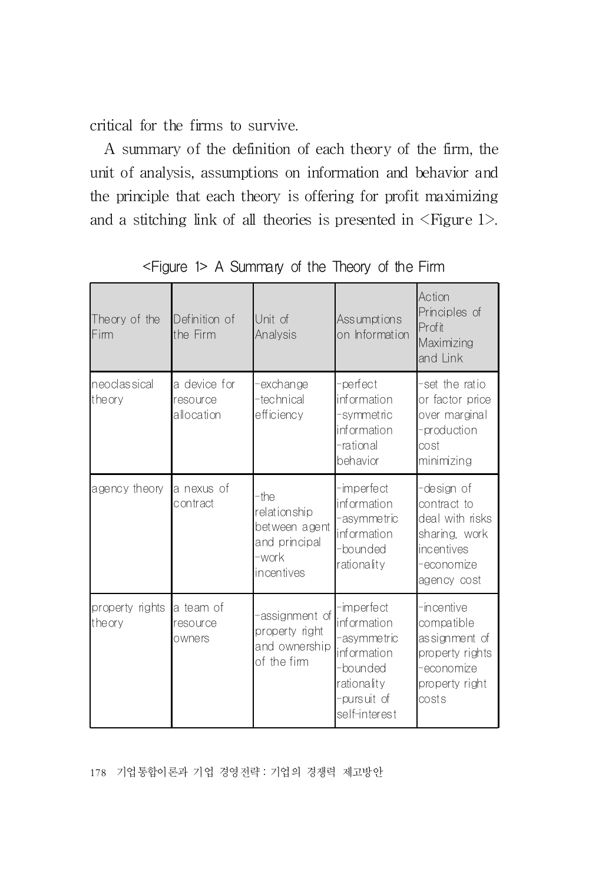critical for the firms to survive.

A summary of the definition of each theory of the firm, the unit of analysis, assumptions on information and behavior and the principle that each theory is offering for profit maximizing and a stitching link of all theories is presented in <Figure 1>.

<Figure 1> A Summary of the Theory of the Firm

| Theory of the Firm | Definition of the Firm | Unit of Analysis | Assumptions on Information | Action Principles of Profit Maximizing and Link |
|---|---|---|---|---|
| neoclassical theory | a device for resource allocation | -exchange<br>-technical efficiency | -perfect information<br>-symmetric information<br>-rational behavior | -set the ratio or factor price over marginal<br>-production cost minimizing |
| agency theory | a nexus of contract | -the relationship between agent and principal<br>-work incentives | -imperfect information<br>-asymmetric information<br>-bounded rationality | -design of contract to deal with risks sharing, work incentives<br>-economize agency cost |
| property rights theory | a team of resource owners | -assignment of property right and ownership of the firm | -imperfect information<br>-asymmetric information<br>-bounded rationality<br>-pursuit of self-interest | -incentive compatible assignment of property rights<br>-economize property right costs |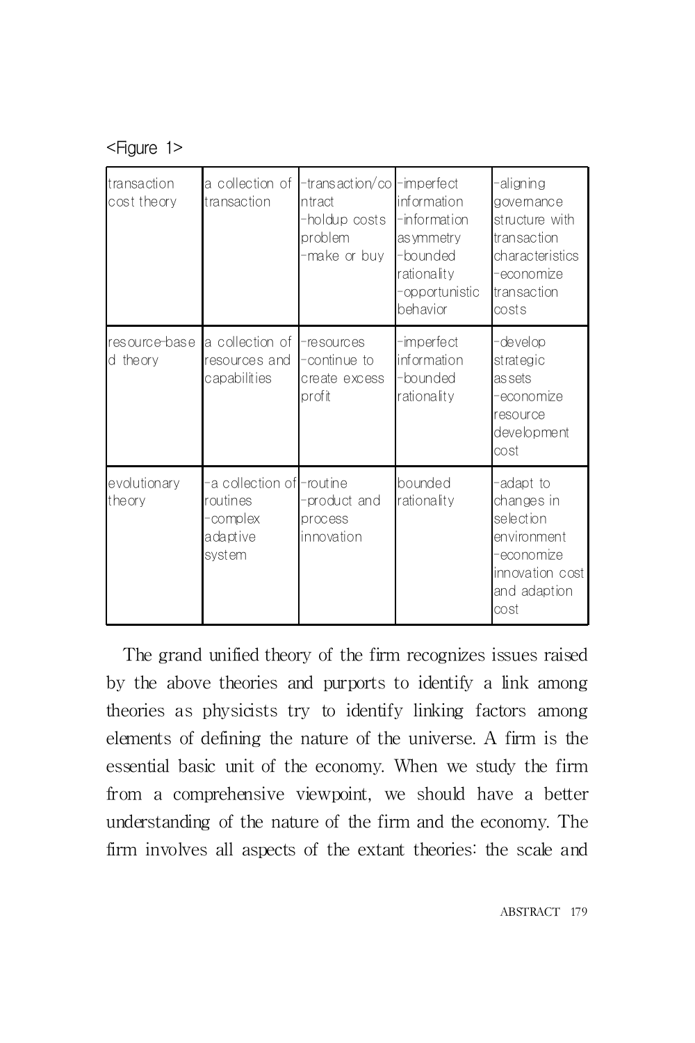<Figure 1>

| | | | | |
|---|---|---|---|---|
| transaction cost theory | a collection of transaction | -transaction/contract<br>-holdup costs problem<br>-make or buy | -imperfect information<br>-information asymmetry<br>-bounded rationality<br>-opportunistic behavior | -aligning governance structure with transaction characteristics<br>-economize transaction costs |
| resource-based theory | a collection of resources and capabilities | -resources<br>-continue to create excess profit | -imperfect information<br>-bounded rationality | -develop strategic assets<br>-economize resource development cost |
| evolutionary theory | -a collection of routines<br>-complex adaptive system | -routine<br>-product and process innovation | bounded rationality | -adapt to changes in selection environment<br>-economize innovation cost and adaption cost |

The grand unified theory of the firm recognizes issues raised by the above theories and purports to identify a link among theories as physicists try to identify linking factors among elements of defining the nature of the universe. A firm is the essential basic unit of the economy. When we study the firm from a comprehensive viewpoint, we should have a better understanding of the nature of the firm and the economy. The firm involves all aspects of the extant theories: the scale and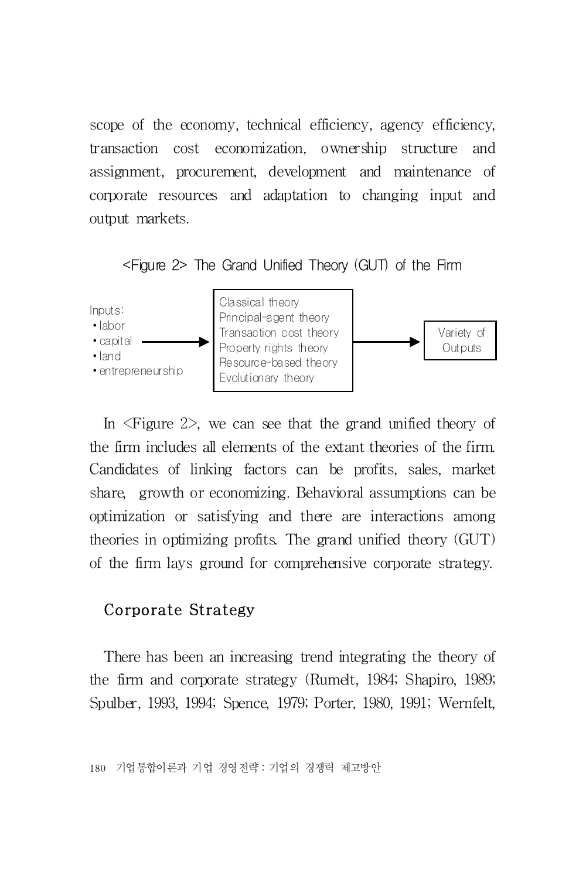scope of the economy, technical efficiency, agency efficiency, transaction cost economization, ownership structure and assignment, procurement, development and maintenance of corporate resources and adaptation to changing input and output markets.

<Figure 2> The Grand Unified Theory (GUT) of the Firm

Inputs:
- labor
- capital
- land
- entrepreneurship

→

Classical theory
Principal-agent theory
Transaction cost theory
Property rights theory
Resource-based theory
Evolutionary theory

→

Variety of Outputs

In <Figure 2>, we can see that the grand unified theory of the firm includes all elements of the extant theories of the firm. Candidates of linking factors can be profits, sales, market share, growth or economizing. Behavioral assumptions can be optimization or satisfying and there are interactions among theories in optimizing profits. The grand unified theory (GUT) of the firm lays ground for comprehensive corporate strategy.

## Corporate Strategy

There has been an increasing trend integrating the theory of the firm and corporate strategy (Rumelt, 1984; Shapiro, 1989; Spulber, 1993, 1994; Spence, 1979; Porter, 1980, 1991; Wernfelt,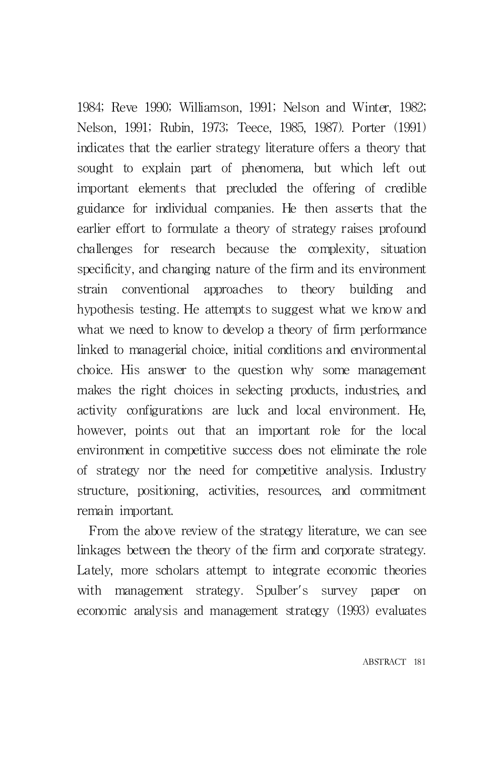1984; Reve 1990; Williamson, 1991; Nelson and Winter, 1982; Nelson, 1991; Rubin, 1973; Teece, 1985, 1987). Porter (1991) indicates that the earlier strategy literature offers a theory that sought to explain part of phenomena, but which left out important elements that precluded the offering of credible guidance for individual companies. He then asserts that the earlier effort to formulate a theory of strategy raises profound challenges for research because the complexity, situation specificity, and changing nature of the firm and its environment strain conventional approaches to theory building and hypothesis testing. He attempts to suggest what we know and what we need to know to develop a theory of firm performance linked to managerial choice, initial conditions and environmental choice. His answer to the question why some management makes the right choices in selecting products, industries, and activity configurations are luck and local environment. He, however, points out that an important role for the local environment in competitive success does not eliminate the role of strategy nor the need for competitive analysis. Industry structure, positioning, activities, resources, and commitment remain important.

From the above review of the strategy literature, we can see linkages between the theory of the firm and corporate strategy. Lately, more scholars attempt to integrate economic theories with management strategy. Spulber's survey paper on economic analysis and management strategy (1993) evaluates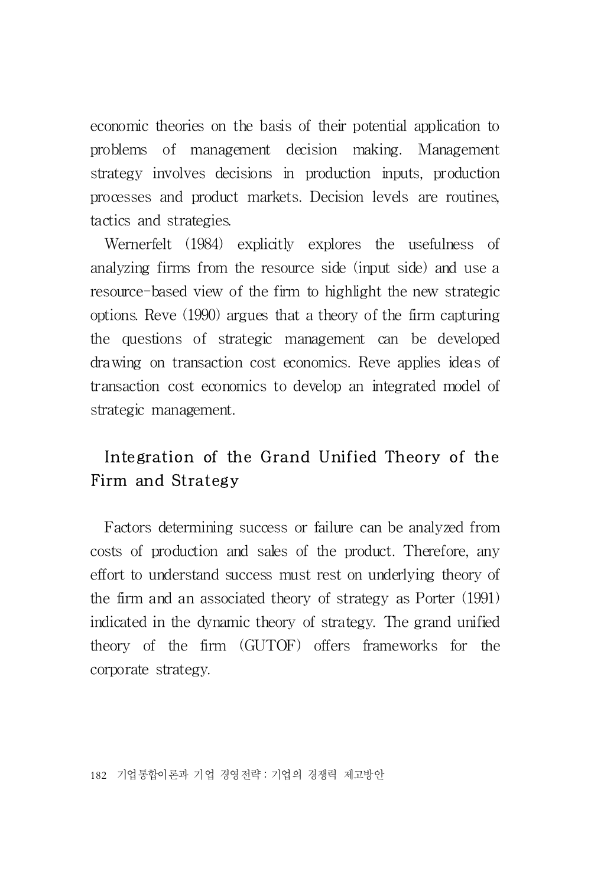economic theories on the basis of their potential application to problems of management decision making. Management strategy involves decisions in production inputs, production processes and product markets. Decision levels are routines, tactics and strategies.

Wernerfelt (1984) explicitly explores the usefulness of analyzing firms from the resource side (input side) and use a resource-based view of the firm to highlight the new strategic options. Reve (1990) argues that a theory of the firm capturing the questions of strategic management can be developed drawing on transaction cost economics. Reve applies ideas of transaction cost economics to develop an integrated model of strategic management.

## Integration of the Grand Unified Theory of the Firm and Strategy

Factors determining success or failure can be analyzed from costs of production and sales of the product. Therefore, any effort to understand success must rest on underlying theory of the firm and an associated theory of strategy as Porter (1991) indicated in the dynamic theory of strategy. The grand unified theory of the firm (GUTOF) offers frameworks for the corporate strategy.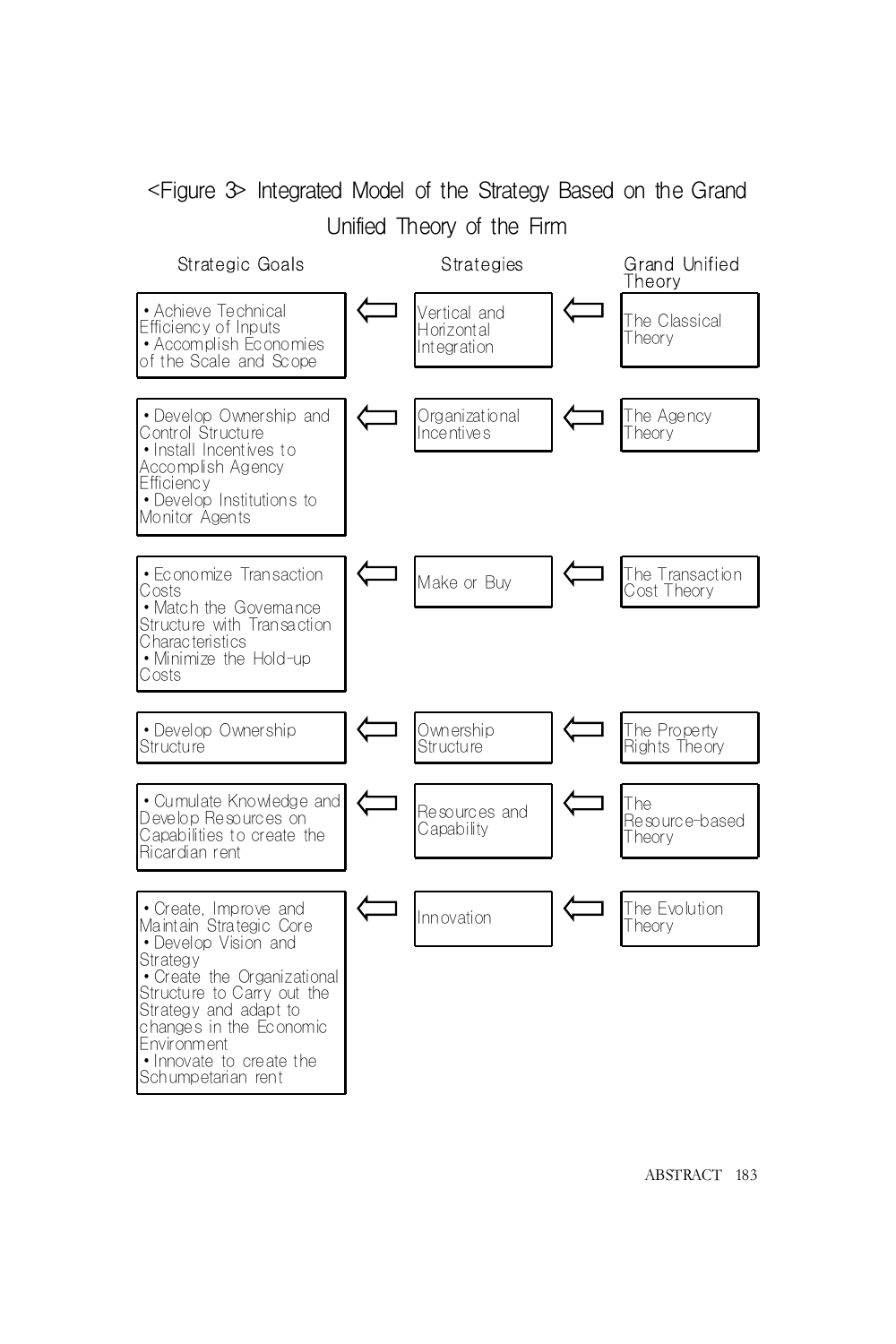<Figure 3> Integrated Model of the Strategy Based on the Grand Unified Theory of the Firm

| Strategic Goals | | Strategies | | Grand Unified Theory |
|---|---|---|---|---|
| • Achieve Technical Efficiency of Inputs<br>• Accomplish Economies of the Scale and Scope | ⇦ | Vertical and Horizontal Integration | ⇦ | The Classical Theory |
| • Develop Ownership and Control Structure<br>• Install Incentives to Accomplish Agency Efficiency<br>• Develop Institutions to Monitor Agents | ⇦ | Organizational Incentives | ⇦ | The Agency Theory |
| • Economize Transaction Costs<br>• Match the Governance Structure with Transaction Characteristics<br>• Minimize the Hold-up Costs | ⇦ | Make or Buy | ⇦ | The Transaction Cost Theory |
| • Develop Ownership Structure | ⇦ | Ownership Structure | ⇦ | The Property Rights Theory |
| • Cumulate Knowledge and Develop Resources on Capabilities to create the Ricardian rent | ⇦ | Resources and Capability | ⇦ | The Resource-based Theory |
| • Create, Improve and Maintain Strategic Core<br>• Develop Vision and Strategy<br>• Create the Organizational Structure to Carry out the Strategy and adapt to changes in the Economic Environment<br>• Innovate to create the Schumpetarian rent | ⇦ | Innovation | ⇦ | The Evolution Theory |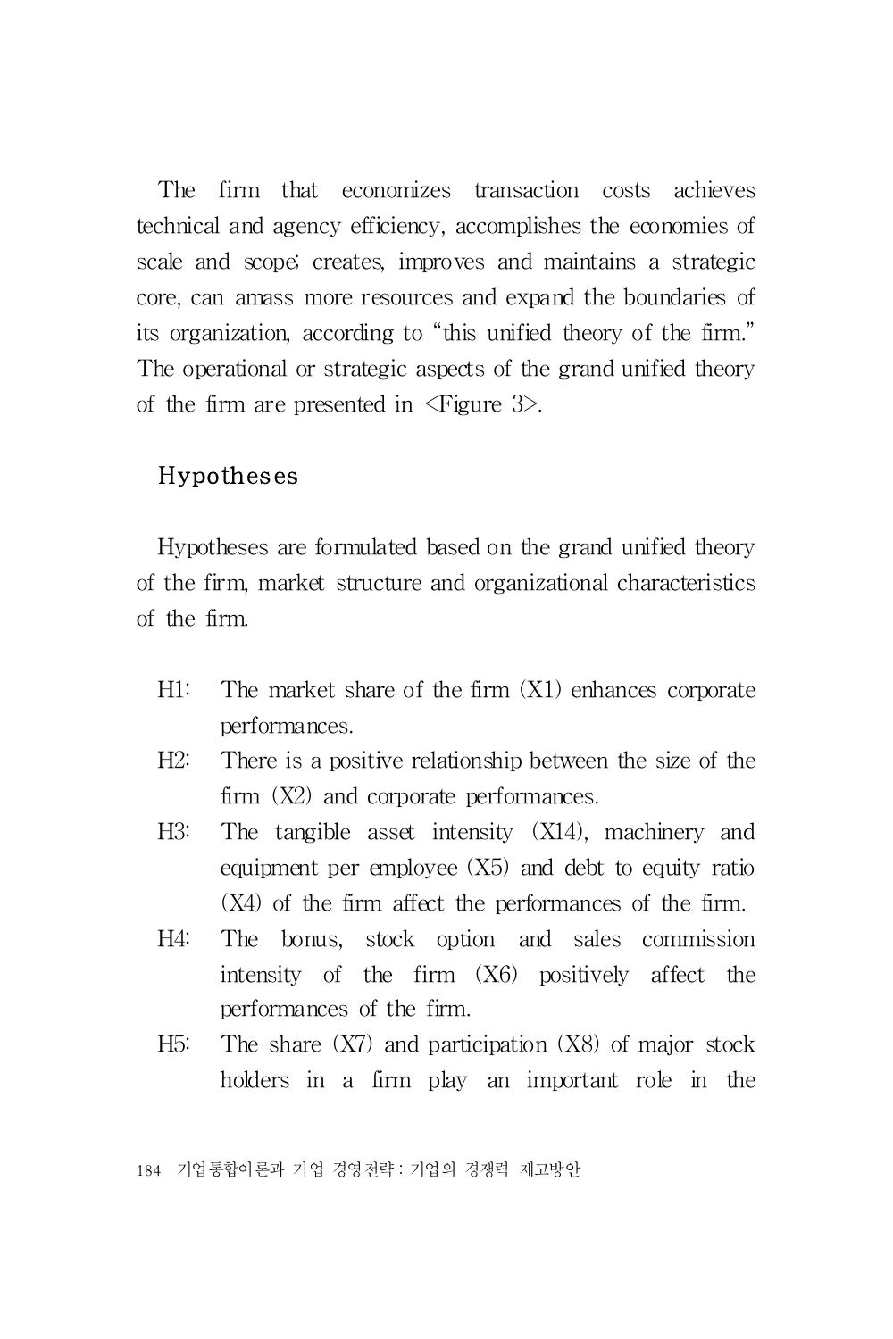The firm that economizes transaction costs achieves technical and agency efficiency, accomplishes the economies of scale and scope; creates, improves and maintains a strategic core, can amass more resources and expand the boundaries of its organization, according to "this unified theory of the firm." The operational or strategic aspects of the grand unified theory of the firm are presented in <Figure 3>.

## Hypotheses

Hypotheses are formulated based on the grand unified theory of the firm, market structure and organizational characteristics of the firm.

- H1: The market share of the firm (X1) enhances corporate performances.
- H2: There is a positive relationship between the size of the firm (X2) and corporate performances.
- H3: The tangible asset intensity (X14), machinery and equipment per employee (X5) and debt to equity ratio (X4) of the firm affect the performances of the firm.
- H4: The bonus, stock option and sales commission intensity of the firm (X6) positively affect the performances of the firm.
- H5: The share (X7) and participation (X8) of major stock holders in a firm play an important role in the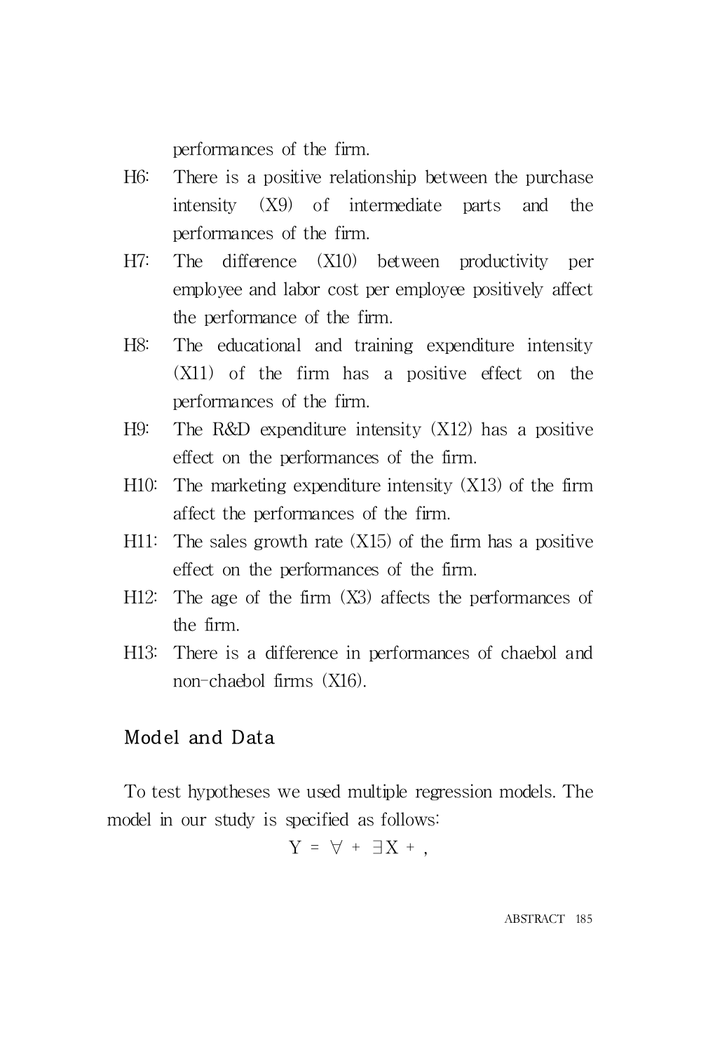performances of the firm.

H6: There is a positive relationship between the purchase intensity (X9) of intermediate parts and the performances of the firm.

H7: The difference (X10) between productivity per employee and labor cost per employee positively affect the performance of the firm.

H8: The educational and training expenditure intensity (X11) of the firm has a positive effect on the performances of the firm.

H9: The R&D expenditure intensity (X12) has a positive effect on the performances of the firm.

H10: The marketing expenditure intensity (X13) of the firm affect the performances of the firm.

H11: The sales growth rate (X15) of the firm has a positive effect on the performances of the firm.

H12: The age of the firm (X3) affects the performances of the firm.

H13: There is a difference in performances of chaebol and non-chaebol firms (X16).

## Model and Data

To test hypotheses we used multiple regression models. The model in our study is specified as follows:

$$Y = \forall + \exists X + ,$$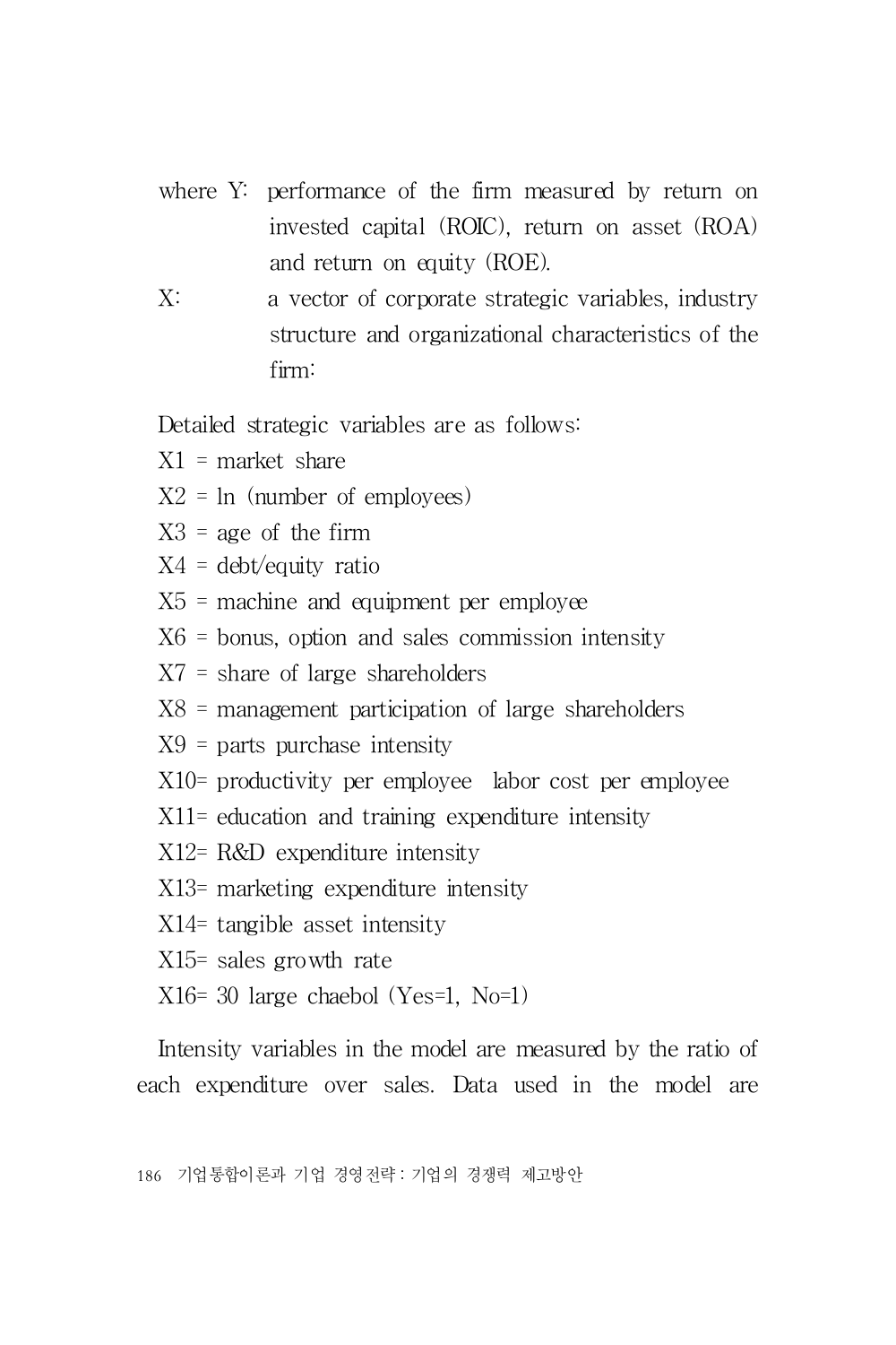where Y: performance of the firm measured by return on invested capital (ROIC), return on asset (ROA) and return on equity (ROE).

X: a vector of corporate strategic variables, industry structure and organizational characteristics of the firm:

Detailed strategic variables are as follows:

X1 = market share
X2 = ln (number of employees)
X3 = age of the firm
X4 = debt/equity ratio
X5 = machine and equipment per employee
X6 = bonus, option and sales commission intensity
X7 = share of large shareholders
X8 = management participation of large shareholders
X9 = parts purchase intensity
X10= productivity per employee labor cost per employee
X11= education and training expenditure intensity
X12= R&D expenditure intensity
X13= marketing expenditure intensity
X14= tangible asset intensity
X15= sales growth rate
X16= 30 large chaebol (Yes=1, No=1)

Intensity variables in the model are measured by the ratio of each expenditure over sales. Data used in the model are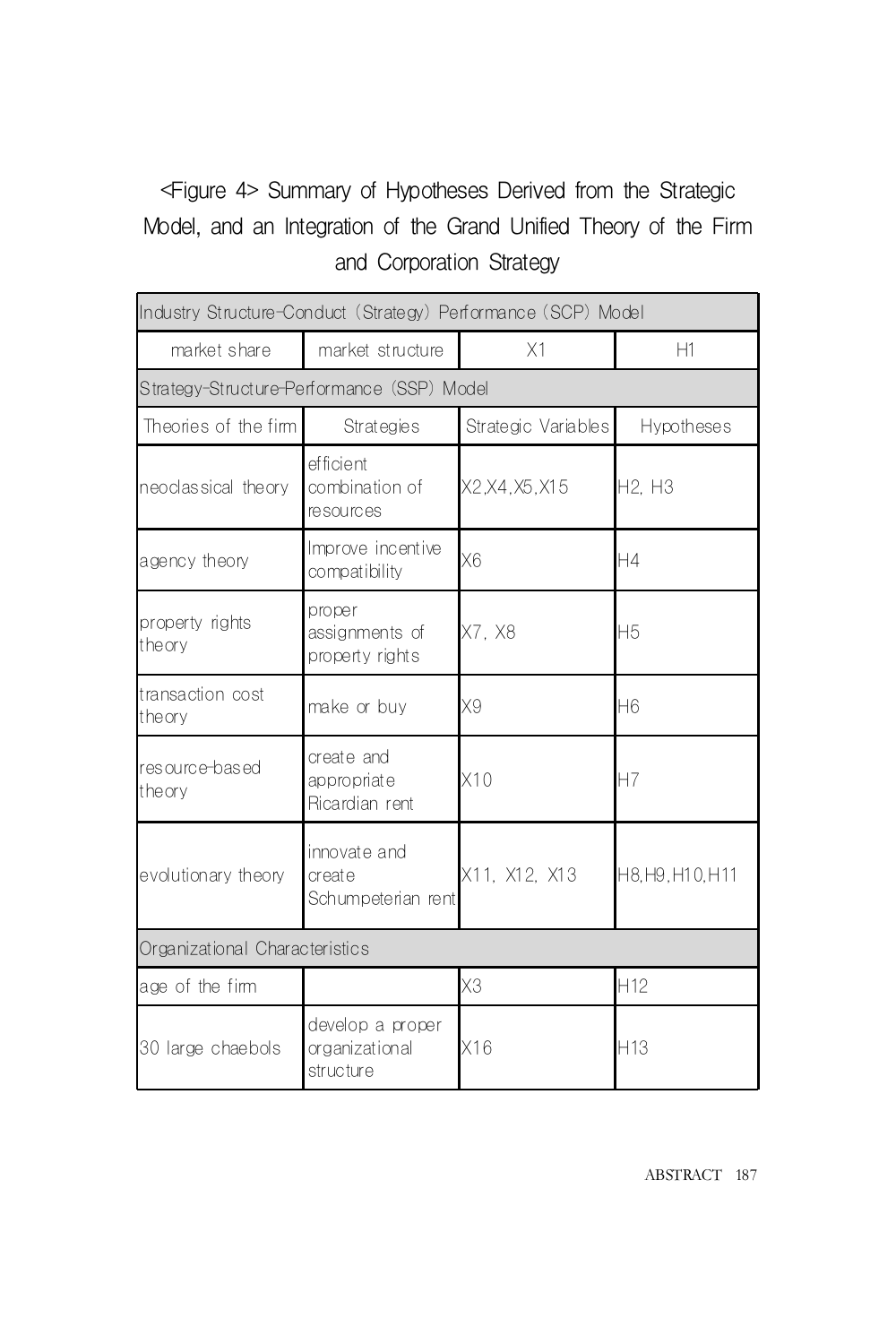<Figure 4> Summary of Hypotheses Derived from the Strategic Model, and an Integration of the Grand Unified Theory of the Firm and Corporation Strategy

| Industry Structure-Conduct (Strategy) Performance (SCP) Model | | | |
|---|---|---|---|
| market share | market structure | X1 | H1 |
| Strategy-Structure-Performance (SSP) Model | | | |
| Theories of the firm | Strategies | Strategic Variables | Hypotheses |
| neoclassical theory | efficient combination of resources | X2,X4,X5,X15 | H2, H3 |
| agency theory | Improve incentive compatibility | X6 | H4 |
| property rights theory | proper assignments of property rights | X7, X8 | H5 |
| transaction cost theory | make or buy | X9 | H6 |
| resource-based theory | create and appropriate Ricardian rent | X10 | H7 |
| evolutionary theory | innovate and create Schumpeterian rent | X11, X12, X13 | H8,H9,H10,H11 |
| Organizational Characteristics | | | |
| age of the firm | | X3 | H12 |
| 30 large chaebols | develop a proper organizational structure | X16 | H13 |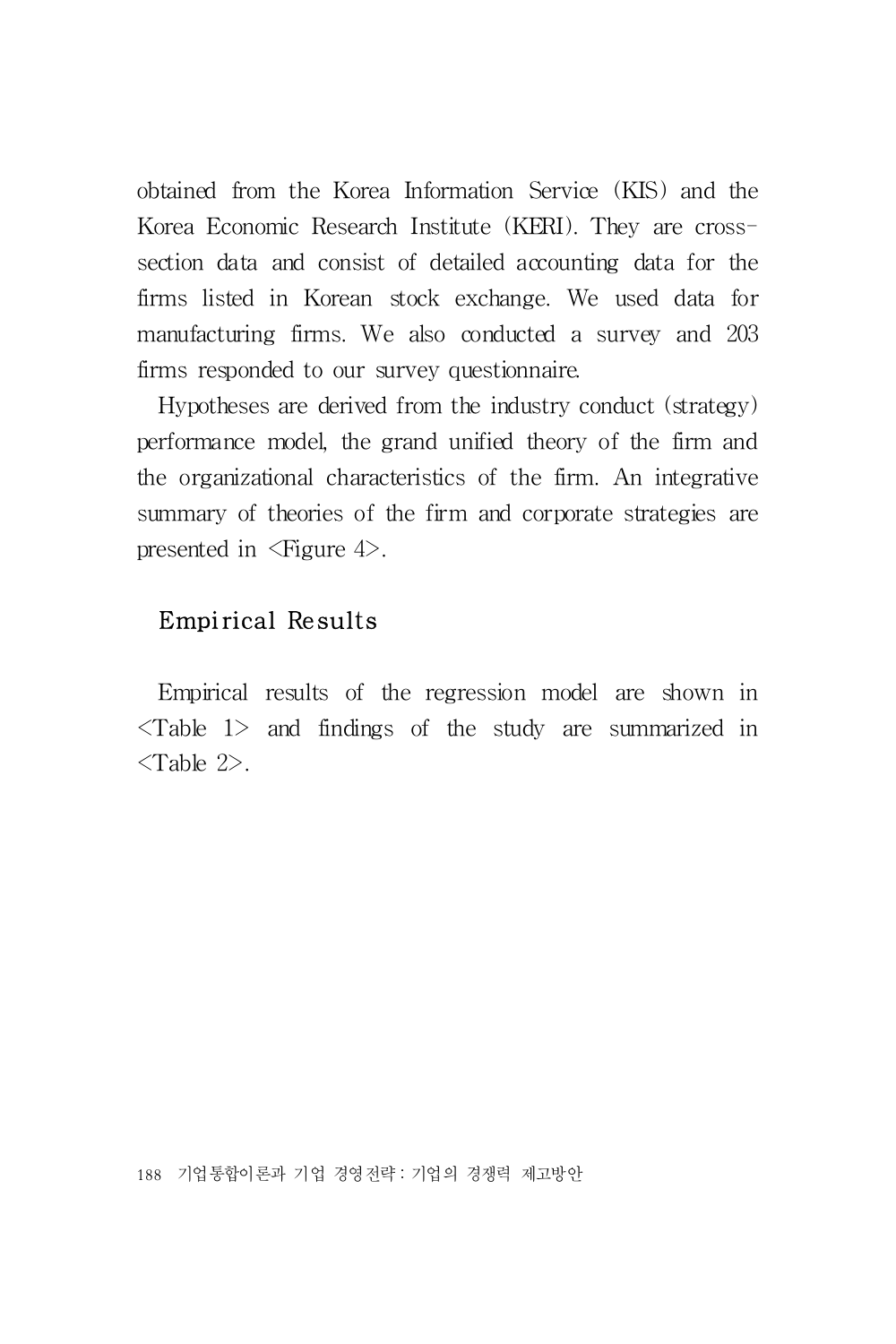obtained from the Korea Information Service (KIS) and the Korea Economic Research Institute (KERI). They are cross-section data and consist of detailed accounting data for the firms listed in Korean stock exchange. We used data for manufacturing firms. We also conducted a survey and 203 firms responded to our survey questionnaire.

Hypotheses are derived from the industry conduct (strategy) performance model, the grand unified theory of the firm and the organizational characteristics of the firm. An integrative summary of theories of the firm and corporate strategies are presented in <Figure 4>.

## Empirical Results

Empirical results of the regression model are shown in <Table 1> and findings of the study are summarized in <Table 2>.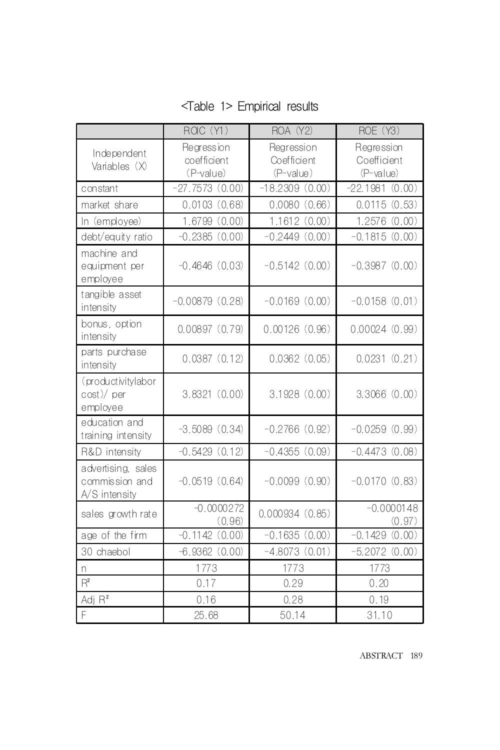<Table 1> Empirical results

| | ROIC (Y1) | ROA (Y2) | ROE (Y3) |
|---|---|---|---|
| Independent Variables (X) | Regression coefficient (P-value) | Regression Coefficient (P-value) | Regression Coefficient (P-value) |
| constant | -27.7573 (0.00) | -18.2309 (0.00) | -22.1981 (0.00) |
| market share | 0.0103 (0.68) | 0.0080 (0.66) | 0.0115 (0.53) |
| ln (employee) | 1.6799 (0.00) | 1.1612 (0.00) | 1.2576 (0.00) |
| debt/equity ratio | -0.2385 (0.00) | -0.2449 (0.00) | -0.1815 (0.00) |
| machine and equipment per employee | -0.4646 (0.03) | -0.5142 (0.00) | -0.3987 (0.00) |
| tangible asset intensity | -0.00879 (0.28) | -0.0169 (0.00) | -0.0158 (0.01) |
| bonus, option intensity | 0.00897 (0.79) | 0.00126 (0.96) | 0.00024 (0.99) |
| parts purchase intensity | 0.0387 (0.12) | 0.0362 (0.05) | 0.0231 (0.21) |
| (productivitylabor cost)/ per employee | 3.8321 (0.00) | 3.1928 (0.00) | 3.3066 (0.00) |
| education and training intensity | -3.5089 (0.34) | -0.2766 (0.92) | -0.0259 (0.99) |
| R&D intensity | -0.5429 (0.12) | -0.4355 (0.09) | -0.4473 (0.08) |
| advertising, sales commission and A/S intensity | -0.0519 (0.64) | -0.0099 (0.90) | -0.0170 (0.83) |
| sales growth rate | -0.0000272 (0.96) | 0.000934 (0.85) | -0.0000148 (0.97) |
| age of the firm | -0.1142 (0.00) | -0.1635 (0.00) | -0.1429 (0.00) |
| 30 chaebol | -6.9362 (0.00) | -4.8073 (0.01) | -5.2072 (0.00) |
| n | 1773 | 1773 | 1773 |
| $R^2$ | 0.17 | 0.29 | 0.20 |
| Adj $R^2$ | 0.16 | 0.28 | 0.19 |
| F | 25.68 | 50.14 | 31.10 |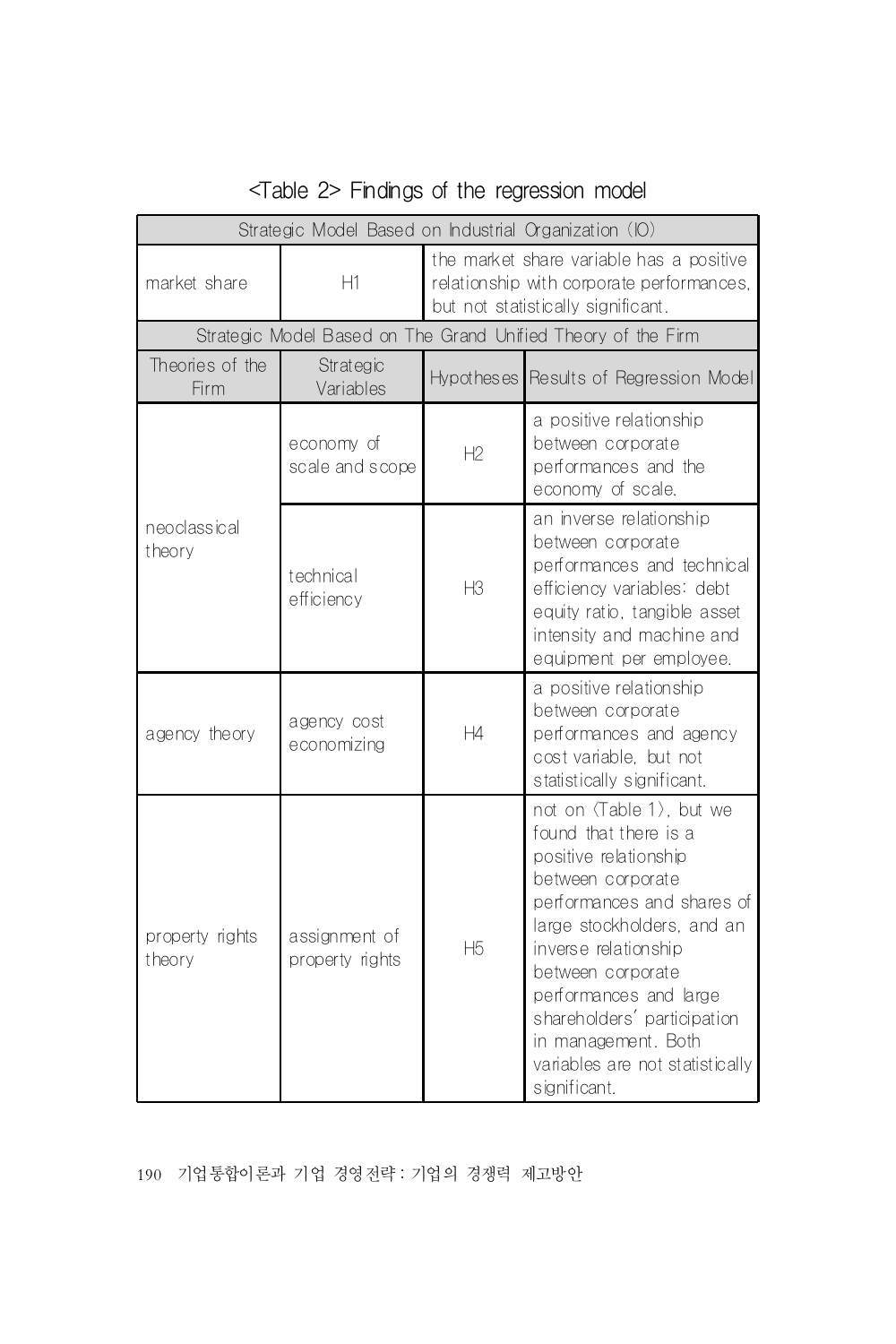<Table 2> Findings of the regression model

| Strategic Model Based on Industrial Organization (IO) | | | |
|---|---|---|---|
| market share | H1 | the market share variable has a positive relationship with corporate performances, but not statistically significant. | |
| **Strategic Model Based on The Grand Unified Theory of the Firm** | | | |
| Theories of the Firm | Strategic Variables | Hypotheses | Results of Regression Model |
| neoclassical theory | economy of scale and scope | H2 | a positive relationship between corporate performances and the economy of scale. |
| | technical efficiency | H3 | an inverse relationship between corporate performances and technical efficiency variables: debt equity ratio, tangible asset intensity and machine and equipment per employee. |
| agency theory | agency cost economizing | H4 | a positive relationship between corporate performances and agency cost variable, but not statistically significant. |
| property rights theory | assignment of property rights | H5 | not on <Table 1>, but we found that there is a positive relationship between corporate performances and shares of large stockholders, and an inverse relationship between corporate performances and large shareholders' participation in management. Both variables are not statistically significant. |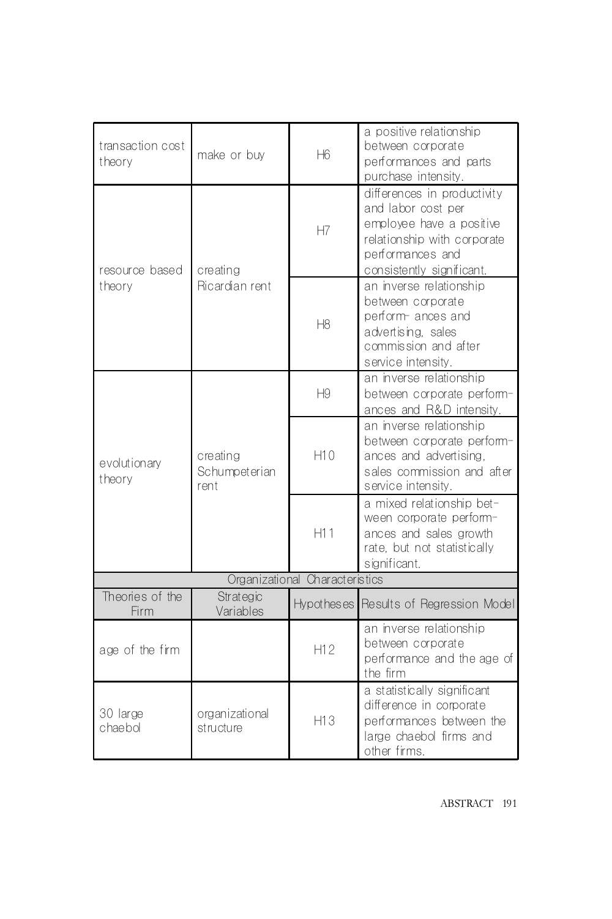| | | | |
|---|---|---|---|
| transaction cost theory | make or buy | H6 | a positive relationship between corporate performances and parts purchase intensity. |
| resource based theory | creating Ricardian rent | H7 | differences in productivity and labor cost per employee have a positive relationship with corporate performances and consistently significant. |
| | | H8 | an inverse relationship between corporate perform- ances and advertising, sales commission and after service intensity. |
| evolutionary theory | creating Schumpeterian rent | H9 | an inverse relationship between corporate perform- ances and R&D intensity. |
| | | H10 | an inverse relationship between corporate perform- ances and advertising, sales commission and after service intensity. |
| | | H11 | a mixed relationship bet- ween corporate perform- ances and sales growth rate, but not statistically significant. |
| Organizational Characteristics | | | |
| Theories of the Firm | Strategic Variables | Hypotheses | Results of Regression Model |
| age of the firm | | H12 | an inverse relationship between corporate performance and the age of the firm |
| 30 large chaebol | organizational structure | H13 | a statistically significant difference in corporate performances between the large chaebol firms and other firms. |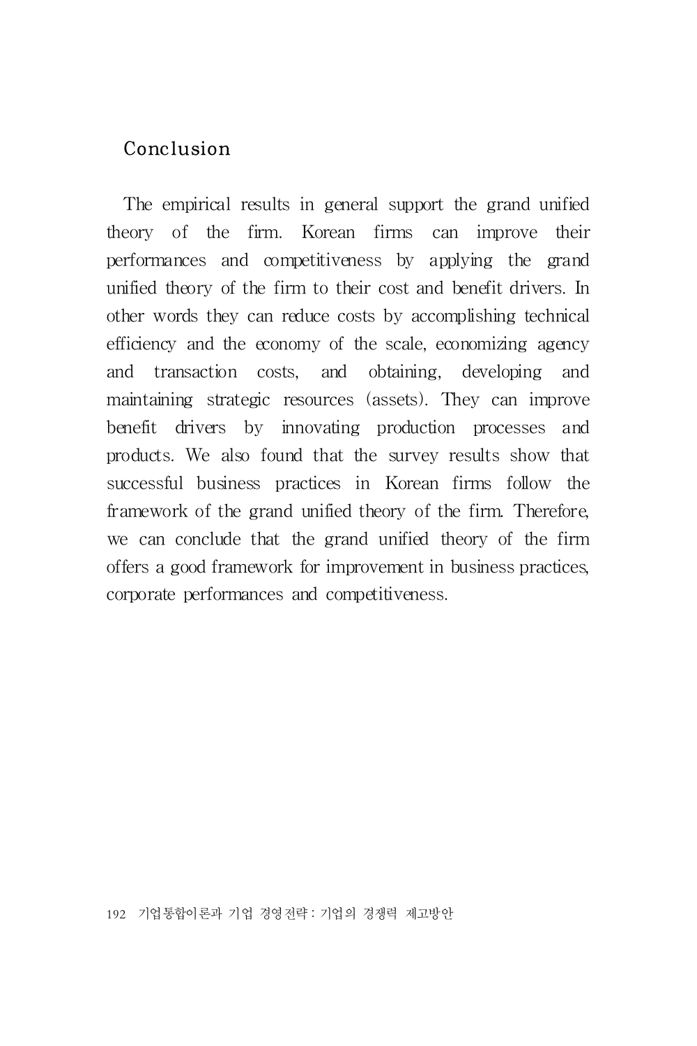## Conclusion

The empirical results in general support the grand unified theory of the firm. Korean firms can improve their performances and competitiveness by applying the grand unified theory of the firm to their cost and benefit drivers. In other words they can reduce costs by accomplishing technical efficiency and the economy of the scale, economizing agency and transaction costs, and obtaining, developing and maintaining strategic resources (assets). They can improve benefit drivers by innovating production processes and products. We also found that the survey results show that successful business practices in Korean firms follow the framework of the grand unified theory of the firm. Therefore, we can conclude that the grand unified theory of the firm offers a good framework for improvement in business practices, corporate performances and competitiveness.